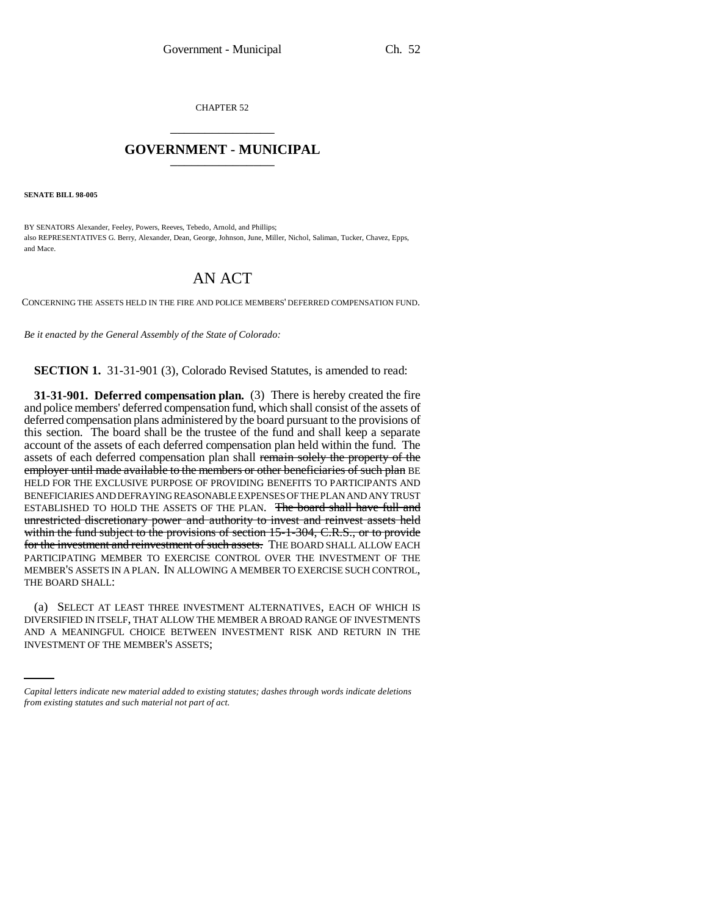CHAPTER 52

## GOVERNMENT - MUNICIPAL

**SENATE BILL 98-005**

BY SENATORS Alexander, Feeley, Powers, Reeves, Tebedo, Arnold, and Phillips;
also REPRESENTATIVES G. Berry, Alexander, Dean, George, Johnson, June, Miller, Nichol, Saliman, Tucker, Chavez, Epps, and Mace.

# AN ACT

CONCERNING THE ASSETS HELD IN THE FIRE AND POLICE MEMBERS' DEFERRED COMPENSATION FUND.

*Be it enacted by the General Assembly of the State of Colorado:*

**SECTION 1.** 31-31-901 (3), Colorado Revised Statutes, is amended to read:

**31-31-901. Deferred compensation plan.** (3) There is hereby created the fire and police members' deferred compensation fund, which shall consist of the assets of deferred compensation plans administered by the board pursuant to the provisions of this section. The board shall be the trustee of the fund and shall keep a separate account of the assets of each deferred compensation plan held within the fund. The assets of each deferred compensation plan shall ~~remain solely the property of the employer until made available to the members or other beneficiaries of such plan~~ BE HELD FOR THE EXCLUSIVE PURPOSE OF PROVIDING BENEFITS TO PARTICIPANTS AND BENEFICIARIES AND DEFRAYING REASONABLE EXPENSES OF THE PLAN AND ANY TRUST ESTABLISHED TO HOLD THE ASSETS OF THE PLAN. ~~The board shall have full and unrestricted discretionary power and authority to invest and reinvest assets held within the fund subject to the provisions of section 15-1-304, C.R.S., or to provide for the investment and reinvestment of such assets.~~ THE BOARD SHALL ALLOW EACH PARTICIPATING MEMBER TO EXERCISE CONTROL OVER THE INVESTMENT OF THE MEMBER'S ASSETS IN A PLAN. IN ALLOWING A MEMBER TO EXERCISE SUCH CONTROL, THE BOARD SHALL:

(a) SELECT AT LEAST THREE INVESTMENT ALTERNATIVES, EACH OF WHICH IS DIVERSIFIED IN ITSELF, THAT ALLOW THE MEMBER A BROAD RANGE OF INVESTMENTS AND A MEANINGFUL CHOICE BETWEEN INVESTMENT RISK AND RETURN IN THE INVESTMENT OF THE MEMBER'S ASSETS;

*Capital letters indicate new material added to existing statutes; dashes through words indicate deletions from existing statutes and such material not part of act.*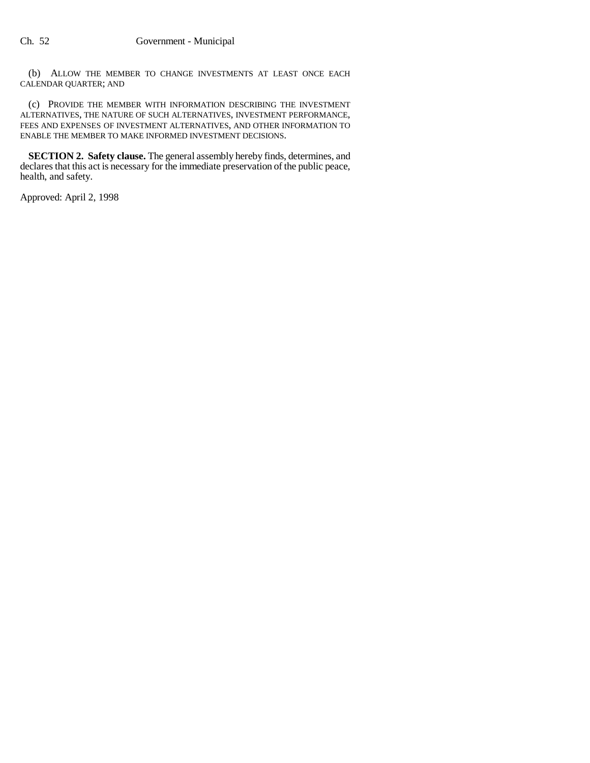(b) ALLOW THE MEMBER TO CHANGE INVESTMENTS AT LEAST ONCE EACH CALENDAR QUARTER; AND

(c) PROVIDE THE MEMBER WITH INFORMATION DESCRIBING THE INVESTMENT ALTERNATIVES, THE NATURE OF SUCH ALTERNATIVES, INVESTMENT PERFORMANCE, FEES AND EXPENSES OF INVESTMENT ALTERNATIVES, AND OTHER INFORMATION TO ENABLE THE MEMBER TO MAKE INFORMED INVESTMENT DECISIONS.

**SECTION 2. Safety clause.** The general assembly hereby finds, determines, and declares that this act is necessary for the immediate preservation of the public peace, health, and safety.

Approved: April 2, 1998